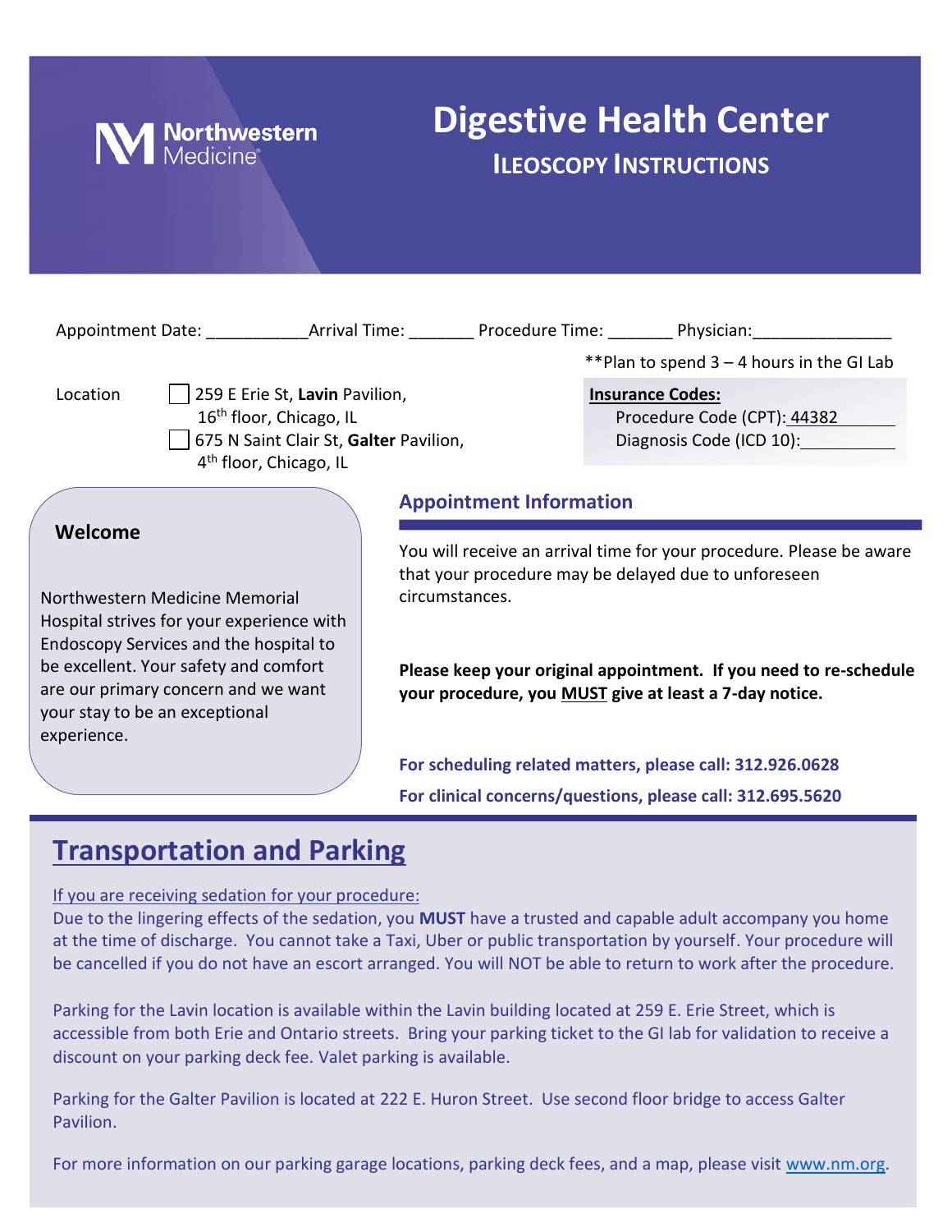Northwestern Medicine®

# Digestive Health Center

## ILEOSCOPY INSTRUCTIONS

Appointment Date: ___________ Arrival Time: _______ Procedure Time: _______ Physician: _______________

**Plan to spend 3 – 4 hours in the GI Lab

Location
- ☐ 259 E Erie St, **Lavin** Pavilion, 16th floor, Chicago, IL
- ☐ 675 N Saint Clair St, **Galter** Pavilion, 4th floor, Chicago, IL

**Insurance Codes:**
Procedure Code (CPT): 44382
Diagnosis Code (ICD 10): __________

### Welcome

Northwestern Medicine Memorial Hospital strives for your experience with Endoscopy Services and the hospital to be excellent. Your safety and comfort are our primary concern and we want your stay to be an exceptional experience.

### Appointment Information

You will receive an arrival time for your procedure. Please be aware that your procedure may be delayed due to unforeseen circumstances.

**Please keep your original appointment. If you need to re-schedule your procedure, you MUST give at least a 7-day notice.**

**For scheduling related matters, please call: 312.926.0628**

**For clinical concerns/questions, please call: 312.695.5620**

## Transportation and Parking

If you are receiving sedation for your procedure:
Due to the lingering effects of the sedation, you **MUST** have a trusted and capable adult accompany you home at the time of discharge. You cannot take a Taxi, Uber or public transportation by yourself. Your procedure will be cancelled if you do not have an escort arranged. You will NOT be able to return to work after the procedure.

Parking for the Lavin location is available within the Lavin building located at 259 E. Erie Street, which is accessible from both Erie and Ontario streets. Bring your parking ticket to the GI lab for validation to receive a discount on your parking deck fee. Valet parking is available.

Parking for the Galter Pavilion is located at 222 E. Huron Street. Use second floor bridge to access Galter Pavilion.

For more information on our parking garage locations, parking deck fees, and a map, please visit www.nm.org.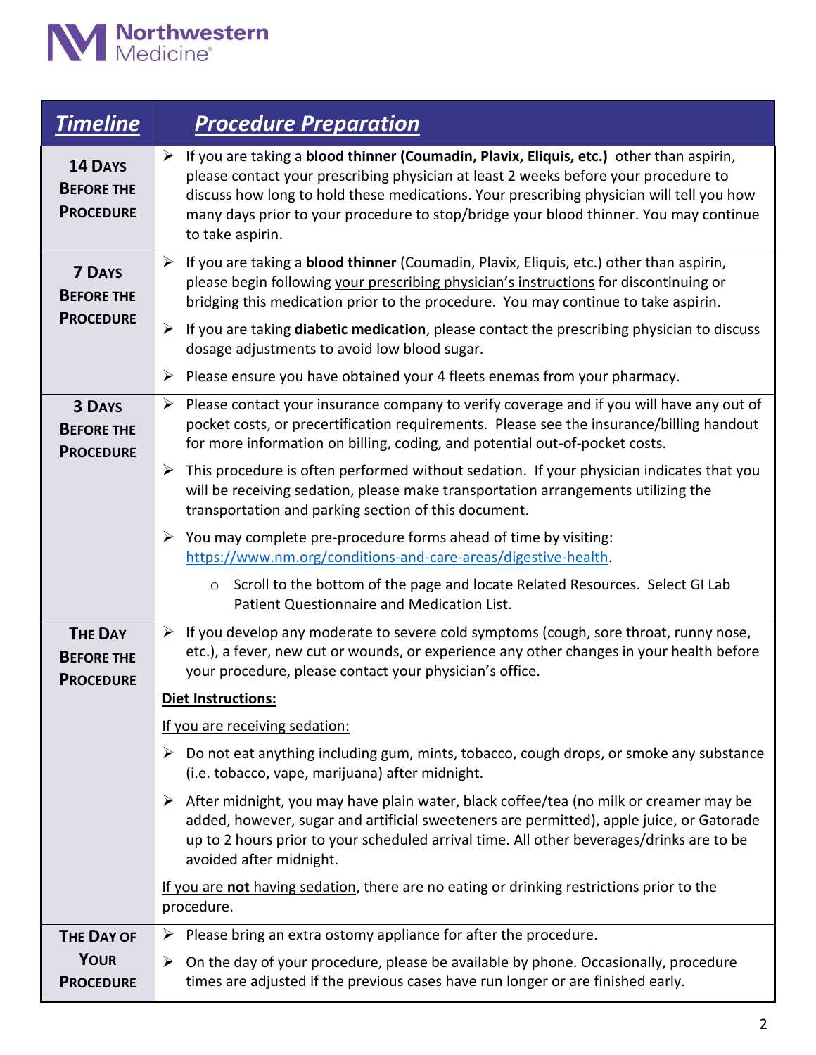| *Timeline* | *Procedure Preparation* |
|---|---|
| **14 Days Before the Procedure** | ➢ If you are taking a **blood thinner (Coumadin, Plavix, Eliquis, etc.)** other than aspirin, please contact your prescribing physician at least 2 weeks before your procedure to discuss how long to hold these medications. Your prescribing physician will tell you how many days prior to your procedure to stop/bridge your blood thinner. You may continue to take aspirin. |
| **7 Days Before the Procedure** | ➢ If you are taking a **blood thinner** (Coumadin, Plavix, Eliquis, etc.) other than aspirin, please begin following your prescribing physician's instructions for discontinuing or bridging this medication prior to the procedure. You may continue to take aspirin.<br>➢ If you are taking **diabetic medication**, please contact the prescribing physician to discuss dosage adjustments to avoid low blood sugar.<br>➢ Please ensure you have obtained your 4 fleets enemas from your pharmacy. |
| **3 Days Before the Procedure** | ➢ Please contact your insurance company to verify coverage and if you will have any out of pocket costs, or precertification requirements. Please see the insurance/billing handout for more information on billing, coding, and potential out-of-pocket costs.<br>➢ This procedure is often performed without sedation. If your physician indicates that you will be receiving sedation, please make transportation arrangements utilizing the transportation and parking section of this document.<br>➢ You may complete pre-procedure forms ahead of time by visiting: https://www.nm.org/conditions-and-care-areas/digestive-health.<br>&nbsp;&nbsp;&nbsp;&nbsp;○ Scroll to the bottom of the page and locate Related Resources. Select GI Lab Patient Questionnaire and Medication List. |
| **The Day Before the Procedure** | ➢ If you develop any moderate to severe cold symptoms (cough, sore throat, runny nose, etc.), a fever, new cut or wounds, or experience any other changes in your health before your procedure, please contact your physician's office.<br>**Diet Instructions:**<br>If you are receiving sedation:<br>➢ Do not eat anything including gum, mints, tobacco, cough drops, or smoke any substance (i.e. tobacco, vape, marijuana) after midnight.<br>➢ After midnight, you may have plain water, black coffee/tea (no milk or creamer may be added, however, sugar and artificial sweeteners are permitted), apple juice, or Gatorade up to 2 hours prior to your scheduled arrival time. All other beverages/drinks are to be avoided after midnight.<br>If you are **not** having sedation, there are no eating or drinking restrictions prior to the procedure. |
| **The Day of Your Procedure** | ➢ Please bring an extra ostomy appliance for after the procedure.<br>➢ On the day of your procedure, please be available by phone. Occasionally, procedure times are adjusted if the previous cases have run longer or are finished early. |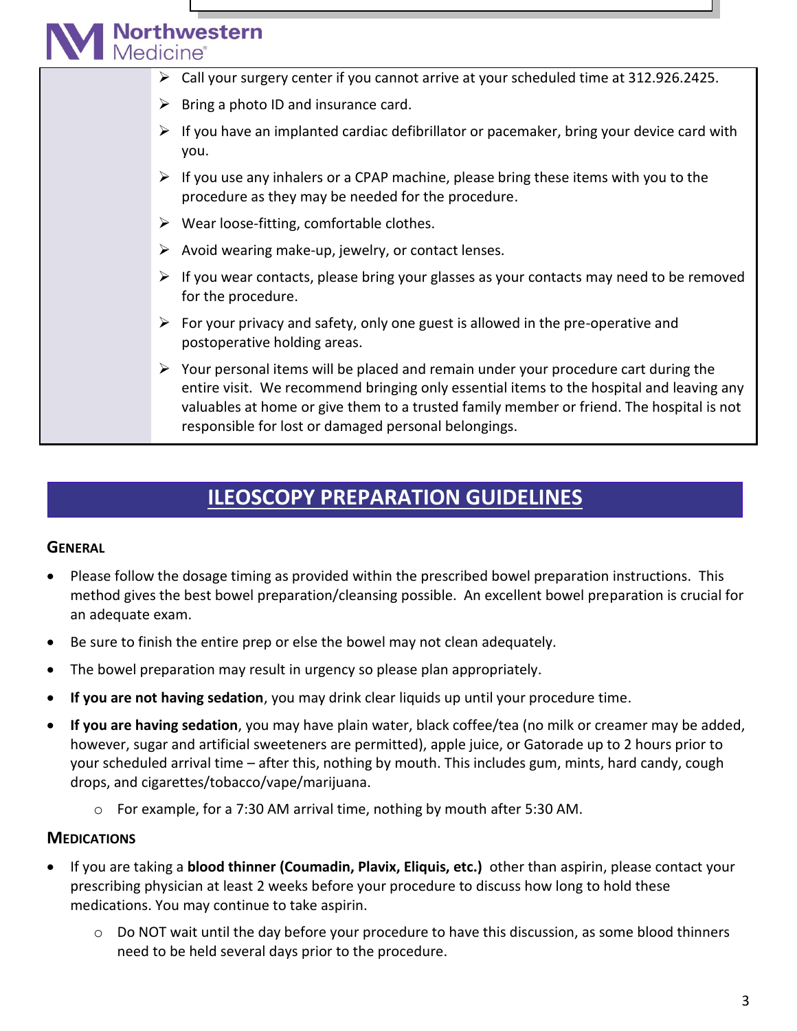- Call your surgery center if you cannot arrive at your scheduled time at 312.926.2425.
- Bring a photo ID and insurance card.
- If you have an implanted cardiac defibrillator or pacemaker, bring your device card with you.
- If you use any inhalers or a CPAP machine, please bring these items with you to the procedure as they may be needed for the procedure.
- Wear loose-fitting, comfortable clothes.
- Avoid wearing make-up, jewelry, or contact lenses.
- If you wear contacts, please bring your glasses as your contacts may need to be removed for the procedure.
- For your privacy and safety, only one guest is allowed in the pre-operative and postoperative holding areas.
- Your personal items will be placed and remain under your procedure cart during the entire visit. We recommend bringing only essential items to the hospital and leaving any valuables at home or give them to a trusted family member or friend. The hospital is not responsible for lost or damaged personal belongings.

# ILEOSCOPY PREPARATION GUIDELINES

## GENERAL

- Please follow the dosage timing as provided within the prescribed bowel preparation instructions. This method gives the best bowel preparation/cleansing possible. An excellent bowel preparation is crucial for an adequate exam.
- Be sure to finish the entire prep or else the bowel may not clean adequately.
- The bowel preparation may result in urgency so please plan appropriately.
- **If you are not having sedation**, you may drink clear liquids up until your procedure time.
- **If you are having sedation**, you may have plain water, black coffee/tea (no milk or creamer may be added, however, sugar and artificial sweeteners are permitted), apple juice, or Gatorade up to 2 hours prior to your scheduled arrival time – after this, nothing by mouth. This includes gum, mints, hard candy, cough drops, and cigarettes/tobacco/vape/marijuana.
  - For example, for a 7:30 AM arrival time, nothing by mouth after 5:30 AM.

## MEDICATIONS

- If you are taking a **blood thinner (Coumadin, Plavix, Eliquis, etc.)** other than aspirin, please contact your prescribing physician at least 2 weeks before your procedure to discuss how long to hold these medications. You may continue to take aspirin.
  - Do NOT wait until the day before your procedure to have this discussion, as some blood thinners need to be held several days prior to the procedure.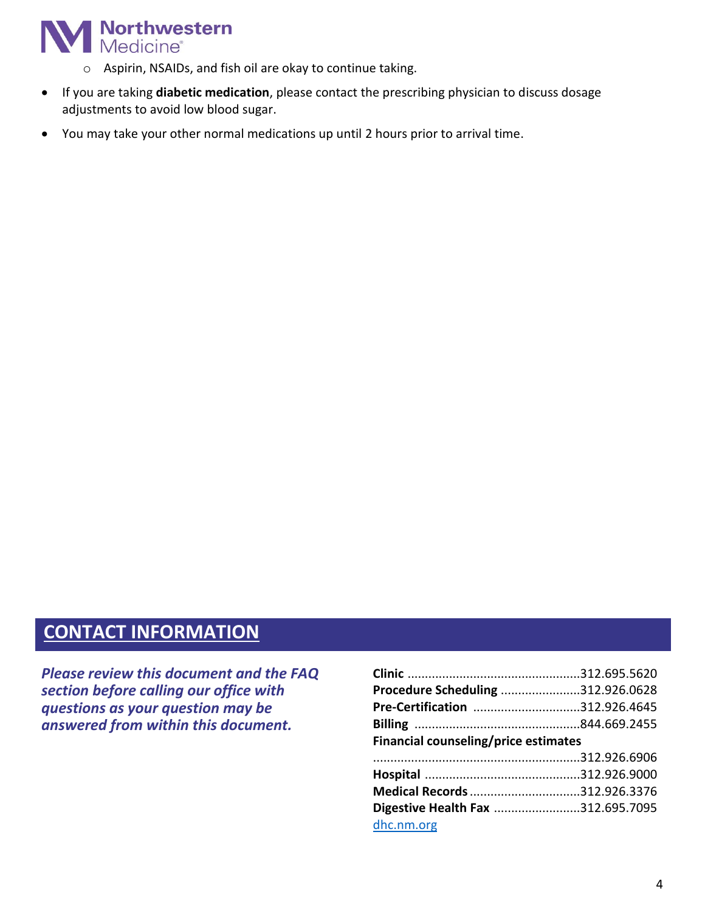- Aspirin, NSAIDs, and fish oil are okay to continue taking.
- If you are taking **diabetic medication**, please contact the prescribing physician to discuss dosage adjustments to avoid low blood sugar.
- You may take your other normal medications up until 2 hours prior to arrival time.

## CONTACT INFORMATION

***Please review this document and the FAQ section before calling our office with questions as your question may be answered from within this document.***

**Clinic** ................................................312.695.5620
**Procedure Scheduling** ......................312.926.0628
**Pre-Certification** ..............................312.926.4645
**Billing** ...............................................844.669.2455
**Financial counseling/price estimates**
..........................................................312.926.6906
**Hospital** ............................................312.926.9000
**Medical Records** ...............................312.926.3376
**Digestive Health Fax** ........................312.695.7095
dhc.nm.org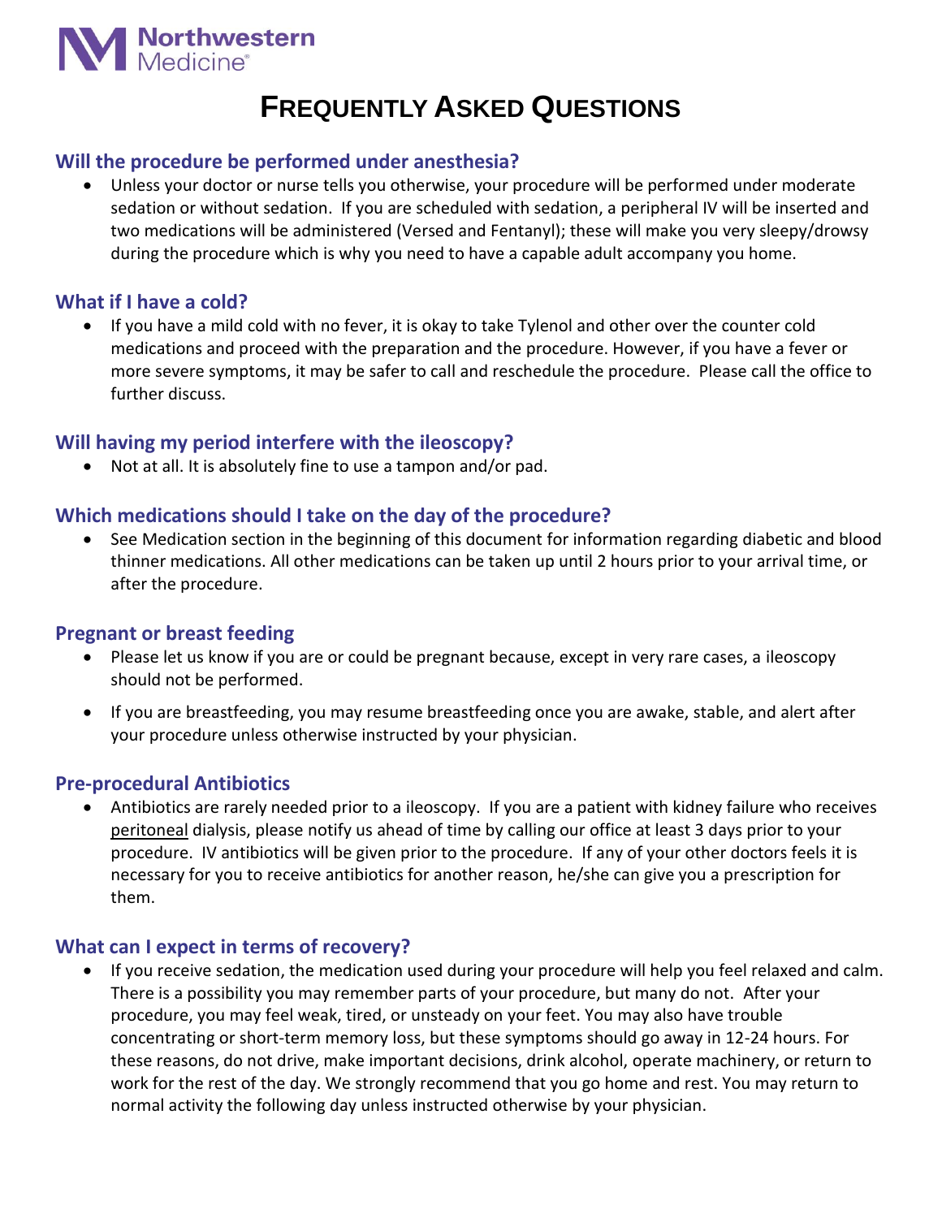# FREQUENTLY ASKED QUESTIONS

### Will the procedure be performed under anesthesia?

- Unless your doctor or nurse tells you otherwise, your procedure will be performed under moderate sedation or without sedation. If you are scheduled with sedation, a peripheral IV will be inserted and two medications will be administered (Versed and Fentanyl); these will make you very sleepy/drowsy during the procedure which is why you need to have a capable adult accompany you home.

### What if I have a cold?

- If you have a mild cold with no fever, it is okay to take Tylenol and other over the counter cold medications and proceed with the preparation and the procedure. However, if you have a fever or more severe symptoms, it may be safer to call and reschedule the procedure. Please call the office to further discuss.

### Will having my period interfere with the ileoscopy?

- Not at all. It is absolutely fine to use a tampon and/or pad.

### Which medications should I take on the day of the procedure?

- See Medication section in the beginning of this document for information regarding diabetic and blood thinner medications. All other medications can be taken up until 2 hours prior to your arrival time, or after the procedure.

### Pregnant or breast feeding

- Please let us know if you are or could be pregnant because, except in very rare cases, a ileoscopy should not be performed.
- If you are breastfeeding, you may resume breastfeeding once you are awake, stable, and alert after your procedure unless otherwise instructed by your physician.

### Pre-procedural Antibiotics

- Antibiotics are rarely needed prior to a ileoscopy. If you are a patient with kidney failure who receives <u>peritoneal</u> dialysis, please notify us ahead of time by calling our office at least 3 days prior to your procedure. IV antibiotics will be given prior to the procedure. If any of your other doctors feels it is necessary for you to receive antibiotics for another reason, he/she can give you a prescription for them.

### What can I expect in terms of recovery?

- If you receive sedation, the medication used during your procedure will help you feel relaxed and calm. There is a possibility you may remember parts of your procedure, but many do not. After your procedure, you may feel weak, tired, or unsteady on your feet. You may also have trouble concentrating or short-term memory loss, but these symptoms should go away in 12-24 hours. For these reasons, do not drive, make important decisions, drink alcohol, operate machinery, or return to work for the rest of the day. We strongly recommend that you go home and rest. You may return to normal activity the following day unless instructed otherwise by your physician.